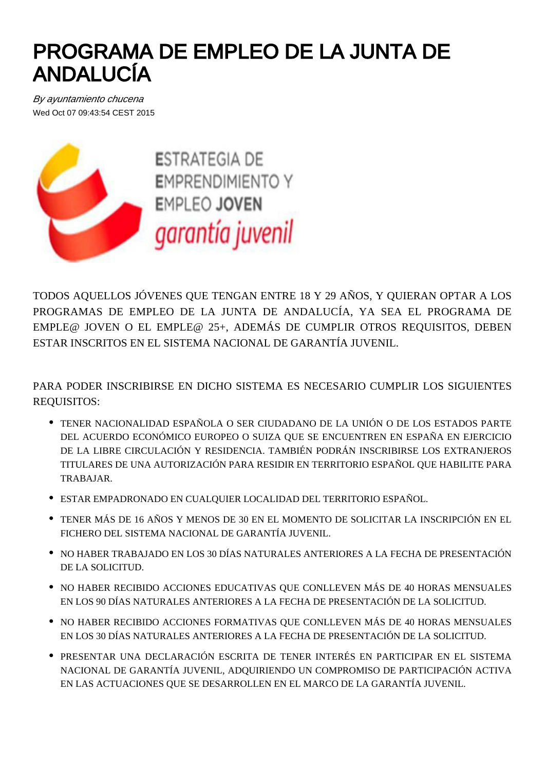# PROGRAMA DE EMPLEO DE LA JUNTA DE ANDALUCÍA

*By ayuntamiento chucena*
Wed Oct 07 09:43:54 CEST 2015

TODOS AQUELLOS JÓVENES QUE TENGAN ENTRE 18 Y 29 AÑOS, Y QUIERAN OPTAR A LOS PROGRAMAS DE EMPLEO DE LA JUNTA DE ANDALUCÍA, YA SEA EL PROGRAMA DE EMPLE@ JOVEN O EL EMPLE@ 25+, ADEMÁS DE CUMPLIR OTROS REQUISITOS, DEBEN ESTAR INSCRITOS EN EL SISTEMA NACIONAL DE GARANTÍA JUVENIL.

PARA PODER INSCRIBIRSE EN DICHO SISTEMA ES NECESARIO CUMPLIR LOS SIGUIENTES REQUISITOS:

- TENER NACIONALIDAD ESPAÑOLA O SER CIUDADANO DE LA UNIÓN O DE LOS ESTADOS PARTE DEL ACUERDO ECONÓMICO EUROPEO O SUIZA QUE SE ENCUENTREN EN ESPAÑA EN EJERCICIO DE LA LIBRE CIRCULACIÓN Y RESIDENCIA. TAMBIÉN PODRÁN INSCRIBIRSE LOS EXTRANJEROS TITULARES DE UNA AUTORIZACIÓN PARA RESIDIR EN TERRITORIO ESPAÑOL QUE HABILITE PARA TRABAJAR.
- ESTAR EMPADRONADO EN CUALQUIER LOCALIDAD DEL TERRITORIO ESPAÑOL.
- TENER MÁS DE 16 AÑOS Y MENOS DE 30 EN EL MOMENTO DE SOLICITAR LA INSCRIPCIÓN EN EL FICHERO DEL SISTEMA NACIONAL DE GARANTÍA JUVENIL.
- NO HABER TRABAJADO EN LOS 30 DÍAS NATURALES ANTERIORES A LA FECHA DE PRESENTACIÓN DE LA SOLICITUD.
- NO HABER RECIBIDO ACCIONES EDUCATIVAS QUE CONLLEVEN MÁS DE 40 HORAS MENSUALES EN LOS 90 DÍAS NATURALES ANTERIORES A LA FECHA DE PRESENTACIÓN DE LA SOLICITUD.
- NO HABER RECIBIDO ACCIONES FORMATIVAS QUE CONLLEVEN MÁS DE 40 HORAS MENSUALES EN LOS 30 DÍAS NATURALES ANTERIORES A LA FECHA DE PRESENTACIÓN DE LA SOLICITUD.
- PRESENTAR UNA DECLARACIÓN ESCRITA DE TENER INTERÉS EN PARTICIPAR EN EL SISTEMA NACIONAL DE GARANTÍA JUVENIL, ADQUIRIENDO UN COMPROMISO DE PARTICIPACIÓN ACTIVA EN LAS ACTUACIONES QUE SE DESARROLLEN EN EL MARCO DE LA GARANTÍA JUVENIL.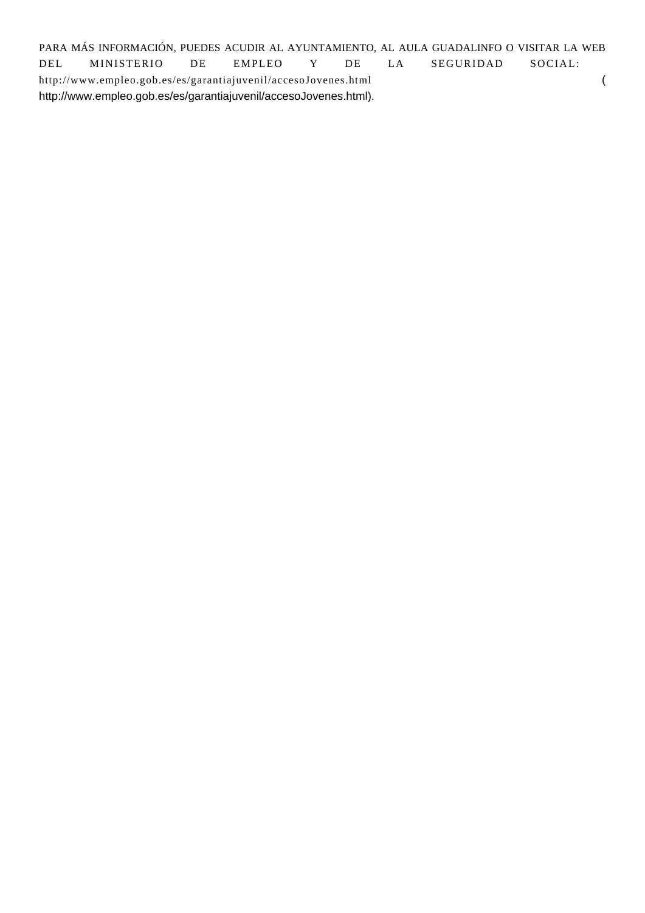PARA MÁS INFORMACIÓN, PUEDES ACUDIR AL AYUNTAMIENTO, AL AULA GUADALINFO O VISITAR LA WEB DEL MINISTERIO DE EMPLEO Y DE LA SEGURIDAD SOCIAL: http://www.empleo.gob.es/es/garantiajuvenil/accesoJovenes.html (http://www.empleo.gob.es/es/garantiajuvenil/accesoJovenes.html).